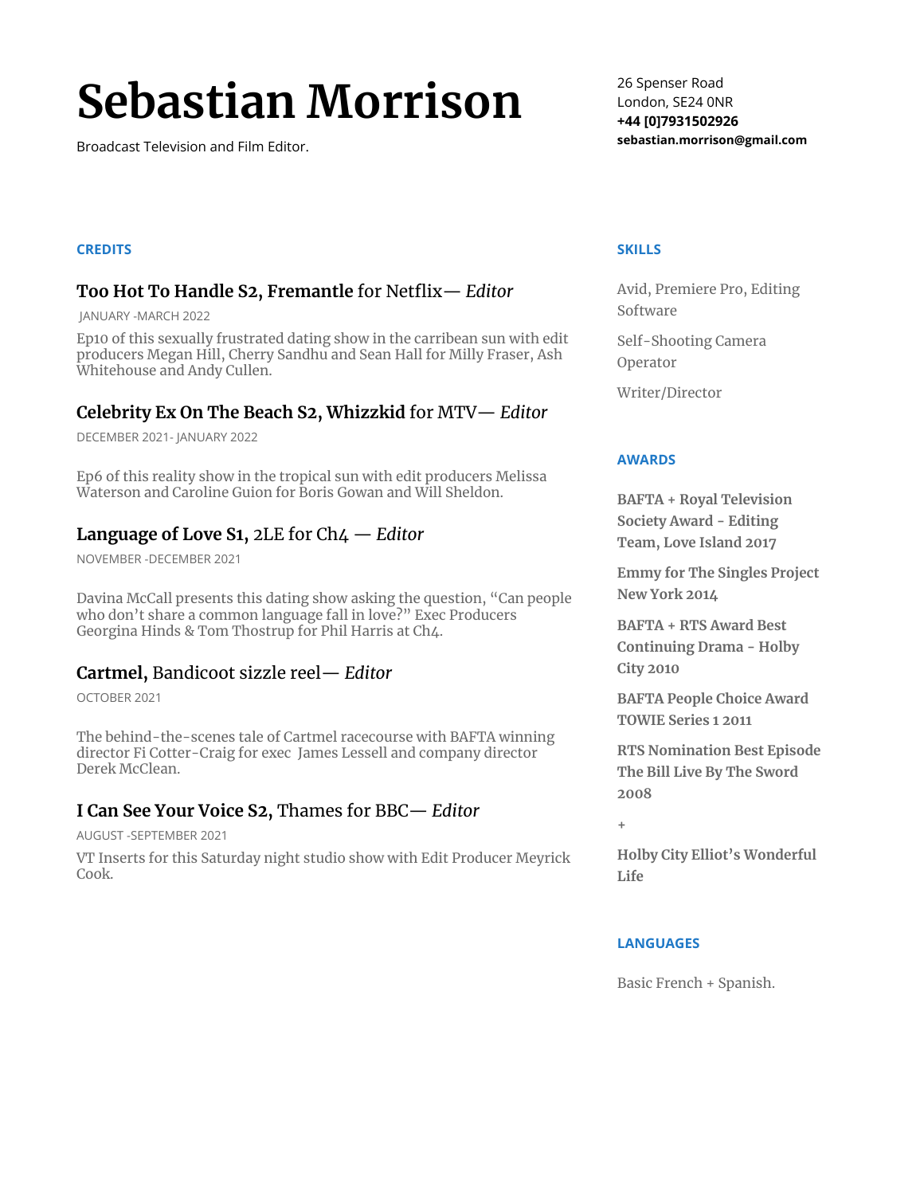# Sebastian Morrison

Broadcast Television and Film Editor.

26 Spenser Road
London, SE24 0NR
**+44 [0]7931502926**
**sebastian.morrison@gmail.com**

## CREDITS

### **Too Hot To Handle S2, Fremantle** for Netflix— *Editor*

JANUARY -MARCH 2022

Ep10 of this sexually frustrated dating show in the carribean sun with edit producers Megan Hill, Cherry Sandhu and Sean Hall for Milly Fraser, Ash Whitehouse and Andy Cullen.

### **Celebrity Ex On The Beach S2, Whizzkid** for MTV— *Editor*

DECEMBER 2021- JANUARY 2022

Ep6 of this reality show in the tropical sun with edit producers Melissa Waterson and Caroline Guion for Boris Gowan and Will Sheldon.

### **Language of Love S1,** 2LE for Ch4 — *Editor*

NOVEMBER -DECEMBER 2021

Davina McCall presents this dating show asking the question, “Can people who don’t share a common language fall in love?” Exec Producers Georgina Hinds & Tom Thostrup for Phil Harris at Ch4.

### **Cartmel,** Bandicoot sizzle reel— *Editor*

OCTOBER 2021

The behind-the-scenes tale of Cartmel racecourse with BAFTA winning director Fi Cotter-Craig for exec James Lessell and company director Derek McClean.

### **I Can See Your Voice S2,** Thames for BBC— *Editor*

AUGUST -SEPTEMBER 2021

VT Inserts for this Saturday night studio show with Edit Producer Meyrick Cook.

## SKILLS

Avid, Premiere Pro, Editing Software

Self-Shooting Camera Operator

Writer/Director

## AWARDS

**BAFTA + Royal Television Society Award - Editing Team, Love Island 2017**

**Emmy for The Singles Project New York 2014**

**BAFTA + RTS Award Best Continuing Drama - Holby City 2010**

**BAFTA People Choice Award TOWIE Series 1 2011**

**RTS Nomination Best Episode The Bill Live By The Sword 2008**

+

**Holby City Elliot’s Wonderful Life**

## LANGUAGES

Basic French + Spanish.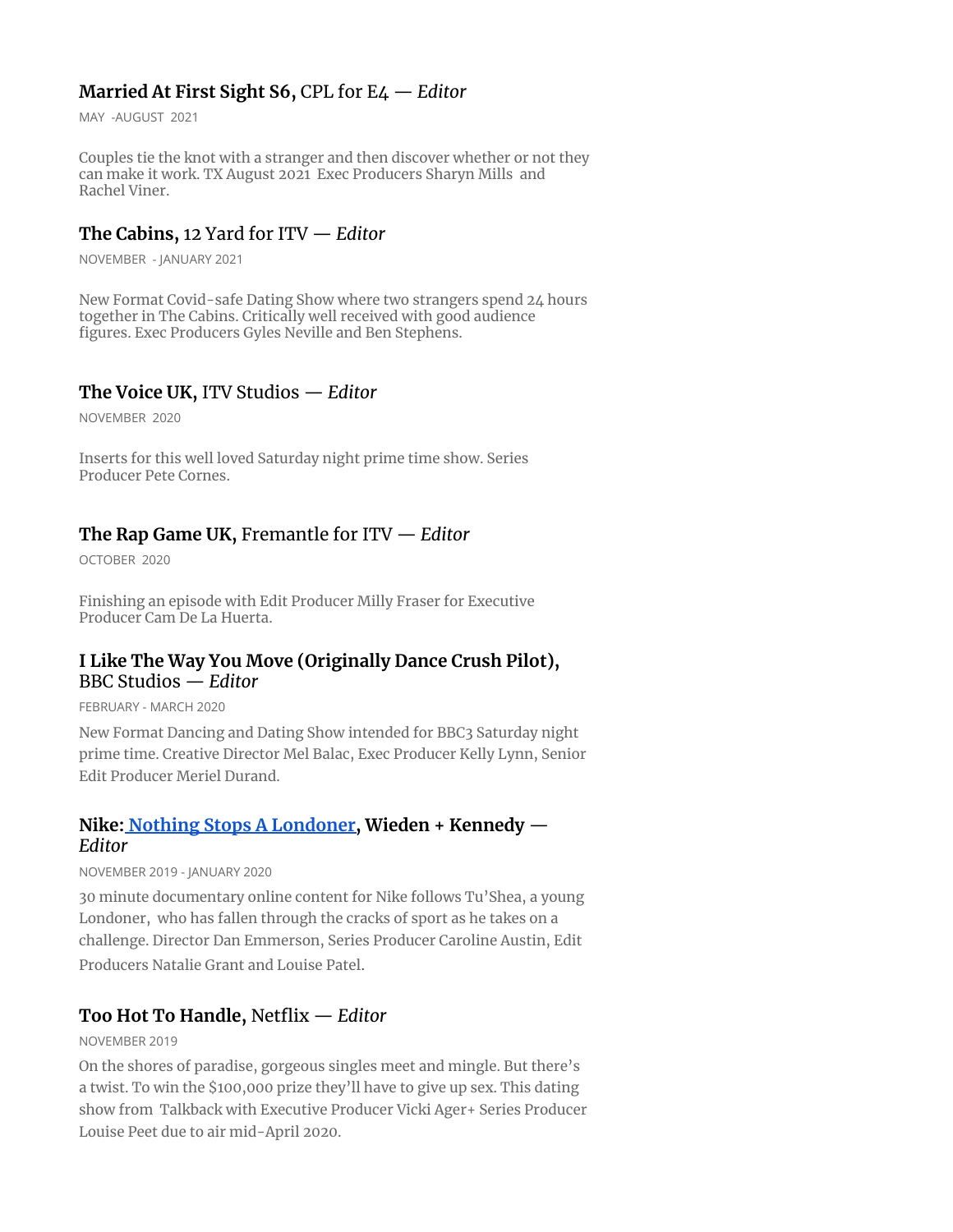### **Married At First Sight S6,** CPL for E4 — *Editor*

MAY -AUGUST 2021

Couples tie the knot with a stranger and then discover whether or not they can make it work. TX August 2021 Exec Producers Sharyn Mills and Rachel Viner.

### **The Cabins,** 12 Yard for ITV — *Editor*

NOVEMBER - JANUARY 2021

New Format Covid-safe Dating Show where two strangers spend 24 hours together in The Cabins. Critically well received with good audience figures. Exec Producers Gyles Neville and Ben Stephens.

### **The Voice UK,** ITV Studios — *Editor*

NOVEMBER 2020

Inserts for this well loved Saturday night prime time show. Series Producer Pete Cornes.

### **The Rap Game UK,** Fremantle for ITV — *Editor*

OCTOBER 2020

Finishing an episode with Edit Producer Milly Fraser for Executive Producer Cam De La Huerta.

### **I Like The Way You Move (Originally Dance Crush Pilot),** BBC Studios — *Editor*

FEBRUARY - MARCH 2020

New Format Dancing and Dating Show intended for BBC3 Saturday night prime time. Creative Director Mel Balac, Exec Producer Kelly Lynn, Senior Edit Producer Meriel Durand.

### **Nike: Nothing Stops A Londoner, Wieden + Kennedy** — *Editor*

NOVEMBER 2019 - JANUARY 2020

30 minute documentary online content for Nike follows Tu'Shea, a young Londoner, who has fallen through the cracks of sport as he takes on a challenge. Director Dan Emmerson, Series Producer Caroline Austin, Edit Producers Natalie Grant and Louise Patel.

### **Too Hot To Handle,** Netflix — *Editor*

NOVEMBER 2019

On the shores of paradise, gorgeous singles meet and mingle. But there's a twist. To win the $100,000 prize they'll have to give up sex. This dating show from Talkback with Executive Producer Vicki Ager+ Series Producer Louise Peet due to air mid-April 2020.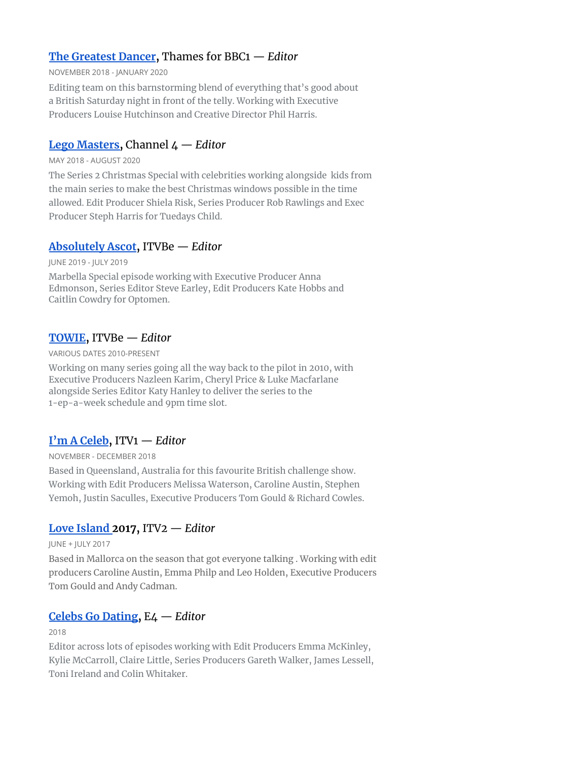### **The Greatest Dancer**, Thames for BBC1 — *Editor*

NOVEMBER 2018 - JANUARY 2020

Editing team on this barnstorming blend of everything that's good about a British Saturday night in front of the telly. Working with Executive Producers Louise Hutchinson and Creative Director Phil Harris.

### **Lego Masters**, Channel 4 — *Editor*

MAY 2018 - AUGUST 2020

The Series 2 Christmas Special with celebrities working alongside kids from the main series to make the best Christmas windows possible in the time allowed. Edit Producer Shiela Risk, Series Producer Rob Rawlings and Exec Producer Steph Harris for Tuedays Child.

### **Absolutely Ascot**, ITVBe — *Editor*

JUNE 2019 - JULY 2019

Marbella Special episode working with Executive Producer Anna Edmonson, Series Editor Steve Earley, Edit Producers Kate Hobbs and Caitlin Cowdry for Optomen.

### **TOWIE**, ITVBe — *Editor*

VARIOUS DATES 2010-PRESENT

Working on many series going all the way back to the pilot in 2010, with Executive Producers Nazleen Karim, Cheryl Price & Luke Macfarlane alongside Series Editor Katy Hanley to deliver the series to the 1-ep-a-week schedule and 9pm time slot.

### **I'm A Celeb**, ITV1 — *Editor*

NOVEMBER - DECEMBER 2018

Based in Queensland, Australia for this favourite British challenge show. Working with Edit Producers Melissa Waterson, Caroline Austin, Stephen Yemoh, Justin Saculles, Executive Producers Tom Gould & Richard Cowles.

### **Love Island 2017**, ITV2 — *Editor*

JUNE + JULY 2017

Based in Mallorca on the season that got everyone talking . Working with edit producers Caroline Austin, Emma Philp and Leo Holden, Executive Producers Tom Gould and Andy Cadman.

### **Celebs Go Dating**, E4 — *Editor*

2018

Editor across lots of episodes working with Edit Producers Emma McKinley, Kylie McCarroll, Claire Little, Series Producers Gareth Walker, James Lessell, Toni Ireland and Colin Whitaker.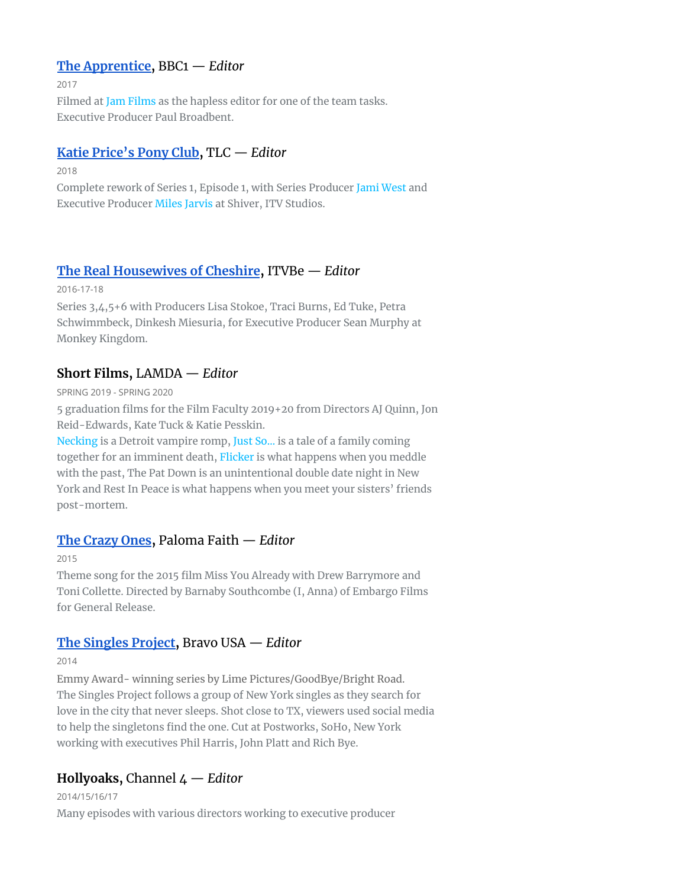### **The Apprentice**, BBC1 — *Editor*

2017

Filmed at Jam Films as the hapless editor for one of the team tasks. Executive Producer Paul Broadbent.

### **Katie Price's Pony Club**, TLC — *Editor*

2018

Complete rework of Series 1, Episode 1, with Series Producer Jami West and Executive Producer Miles Jarvis at Shiver, ITV Studios.

### **The Real Housewives of Cheshire**, ITVBe — *Editor*

2016-17-18

Series 3,4,5+6 with Producers Lisa Stokoe, Traci Burns, Ed Tuke, Petra Schwimmbeck, Dinkesh Miesuria, for Executive Producer Sean Murphy at Monkey Kingdom.

### **Short Films**, LAMDA — *Editor*

SPRING 2019 - SPRING 2020

5 graduation films for the Film Faculty 2019+20 from Directors AJ Quinn, Jon Reid-Edwards, Kate Tuck & Katie Pesskin.
Necking is a Detroit vampire romp, Just So... is a tale of a family coming together for an imminent death, Flicker is what happens when you meddle with the past, The Pat Down is an unintentional double date night in New York and Rest In Peace is what happens when you meet your sisters' friends post-mortem.

### **The Crazy Ones**, Paloma Faith — *Editor*

2015

Theme song for the 2015 film Miss You Already with Drew Barrymore and Toni Collette. Directed by Barnaby Southcombe (I, Anna) of Embargo Films for General Release.

### **The Singles Project**, Bravo USA — *Editor*

2014

Emmy Award- winning series by Lime Pictures/GoodBye/Bright Road.
The Singles Project follows a group of New York singles as they search for love in the city that never sleeps. Shot close to TX, viewers used social media to help the singletons find the one. Cut at Postworks, SoHo, New York working with executives Phil Harris, John Platt and Rich Bye.

### **Hollyoaks**, Channel 4 — *Editor*

2014/15/16/17

Many episodes with various directors working to executive producer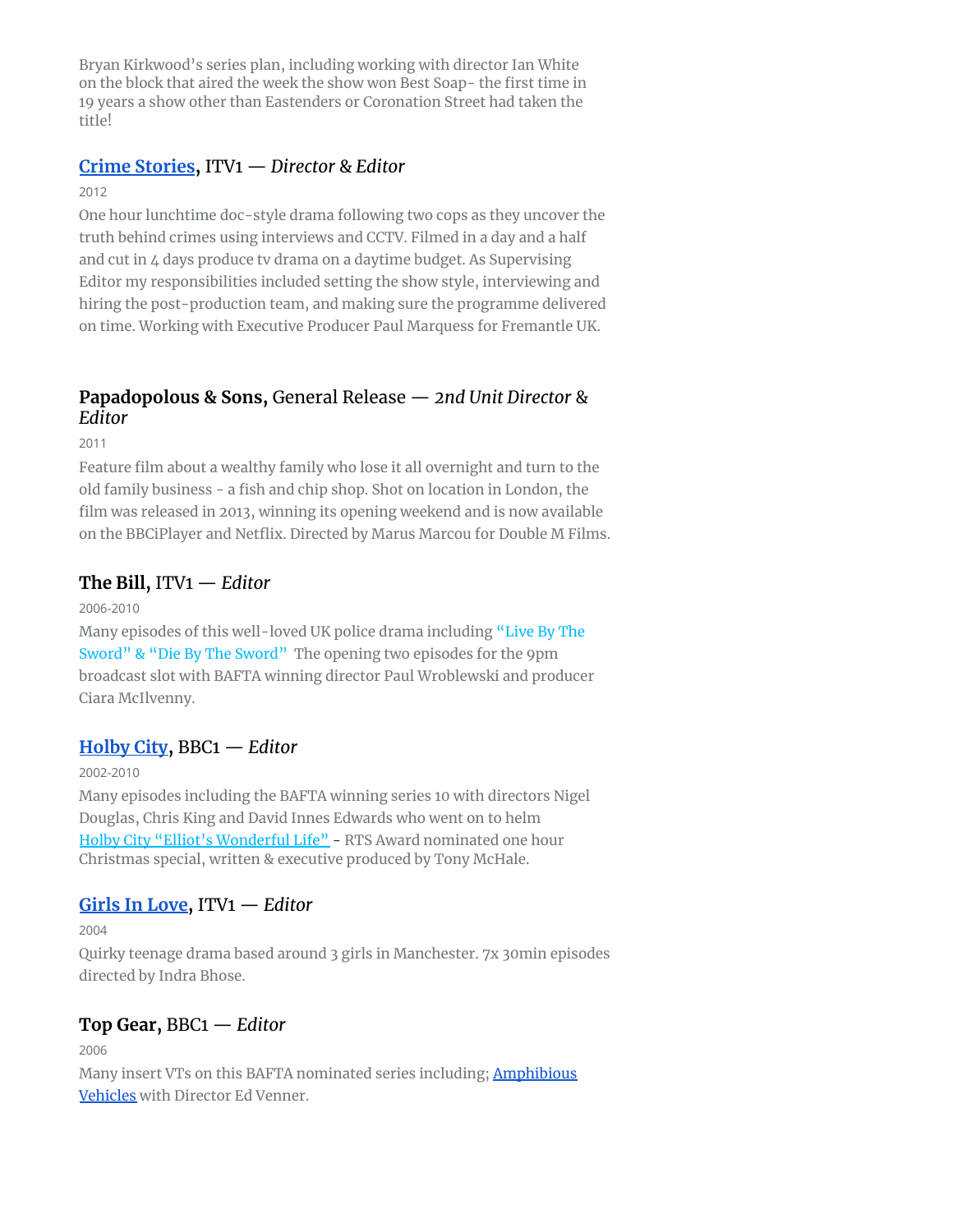Bryan Kirkwood's series plan, including working with director Ian White on the block that aired the week the show won Best Soap- the first time in 19 years a show other than Eastenders or Coronation Street had taken the title!

### **Crime Stories**, ITV1 — *Director & Editor*

2012

One hour lunchtime doc-style drama following two cops as they uncover the truth behind crimes using interviews and CCTV. Filmed in a day and a half and cut in 4 days produce tv drama on a daytime budget. As Supervising Editor my responsibilities included setting the show style, interviewing and hiring the post-production team, and making sure the programme delivered on time. Working with Executive Producer Paul Marquess for Fremantle UK.

### **Papadopolous & Sons**, General Release — *2nd Unit Director & Editor*

2011

Feature film about a wealthy family who lose it all overnight and turn to the old family business - a fish and chip shop. Shot on location in London, the film was released in 2013, winning its opening weekend and is now available on the BBCiPlayer and Netflix. Directed by Marus Marcou for Double M Films.

### **The Bill**, ITV1 — *Editor*

2006-2010

Many episodes of this well-loved UK police drama including "Live By The Sword" & "Die By The Sword" The opening two episodes for the 9pm broadcast slot with BAFTA winning director Paul Wroblewski and producer Ciara McIlvenny.

### **Holby City**, BBC1 — *Editor*

2002-2010

Many episodes including the BAFTA winning series 10 with directors Nigel Douglas, Chris King and David Innes Edwards who went on to helm Holby City "Elliot's Wonderful Life" - RTS Award nominated one hour Christmas special, written & executive produced by Tony McHale.

### **Girls In Love**, ITV1 — *Editor*

2004

Quirky teenage drama based around 3 girls in Manchester. 7x 30min episodes directed by Indra Bhose.

### **Top Gear**, BBC1 — *Editor*

2006

Many insert VTs on this BAFTA nominated series including; Amphibious Vehicles with Director Ed Venner.